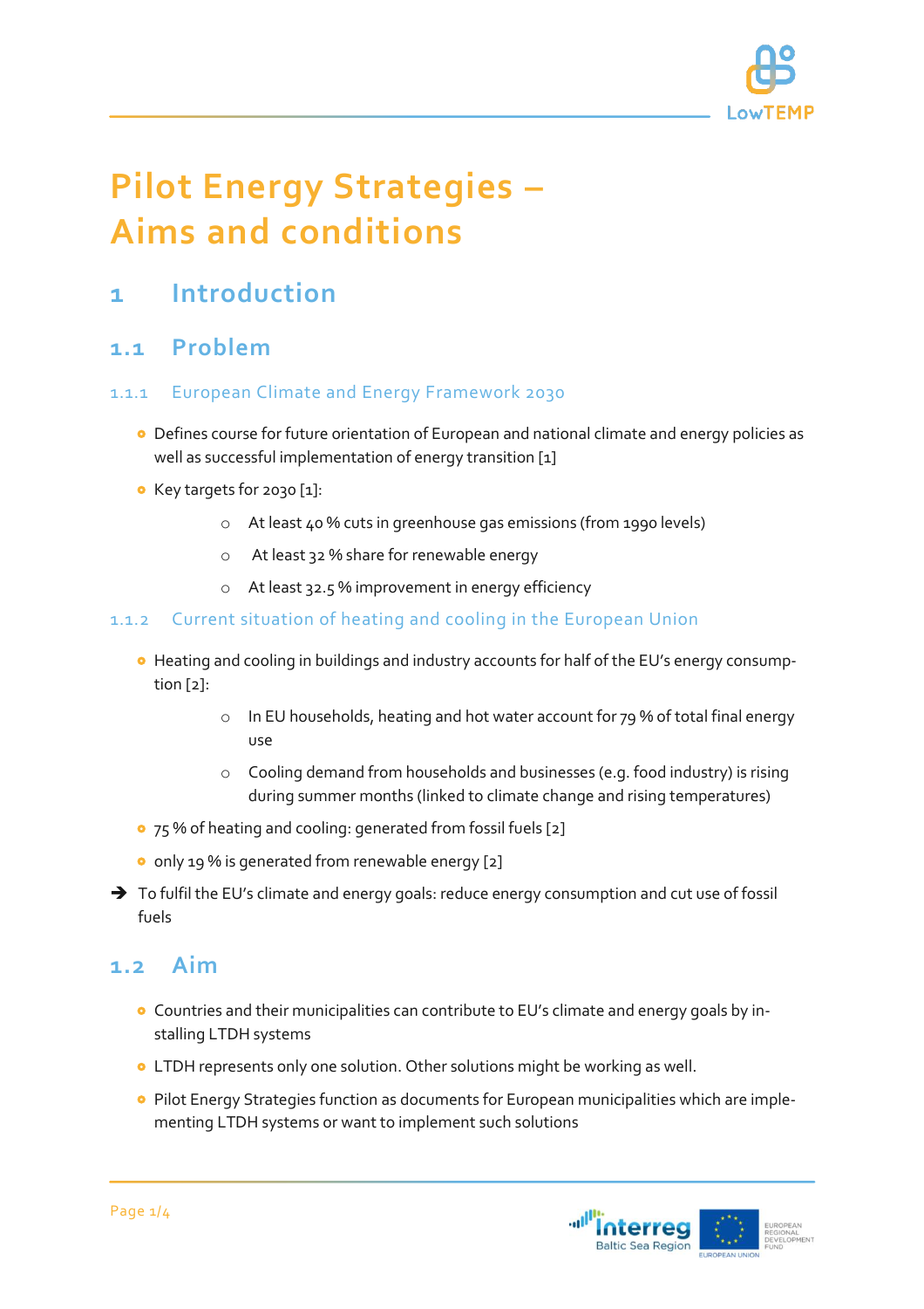# Pilot Energy Strategies – Aims and conditions

## 1 Introduction

### 1.1 Problem

#### 1.1.1 European Climate and Energy Framework 2030

- Defines course for future orientation of European and national climate and energy policies as well as successful implementation of energy transition [1]
- Key targets for 2030 [1]:
  - At least 40 % cuts in greenhouse gas emissions (from 1990 levels)
  - At least 32 % share for renewable energy
  - At least 32.5 % improvement in energy efficiency

#### 1.1.2 Current situation of heating and cooling in the European Union

- Heating and cooling in buildings and industry accounts for half of the EU's energy consumption [2]:
  - In EU households, heating and hot water account for 79 % of total final energy use
  - Cooling demand from households and businesses (e.g. food industry) is rising during summer months (linked to climate change and rising temperatures)
- 75 % of heating and cooling: generated from fossil fuels [2]
- only 19 % is generated from renewable energy [2]

→ To fulfil the EU's climate and energy goals: reduce energy consumption and cut use of fossil fuels

### 1.2 Aim

- Countries and their municipalities can contribute to EU's climate and energy goals by installing LTDH systems
- LTDH represents only one solution. Other solutions might be working as well.
- Pilot Energy Strategies function as documents for European municipalities which are implementing LTDH systems or want to implement such solutions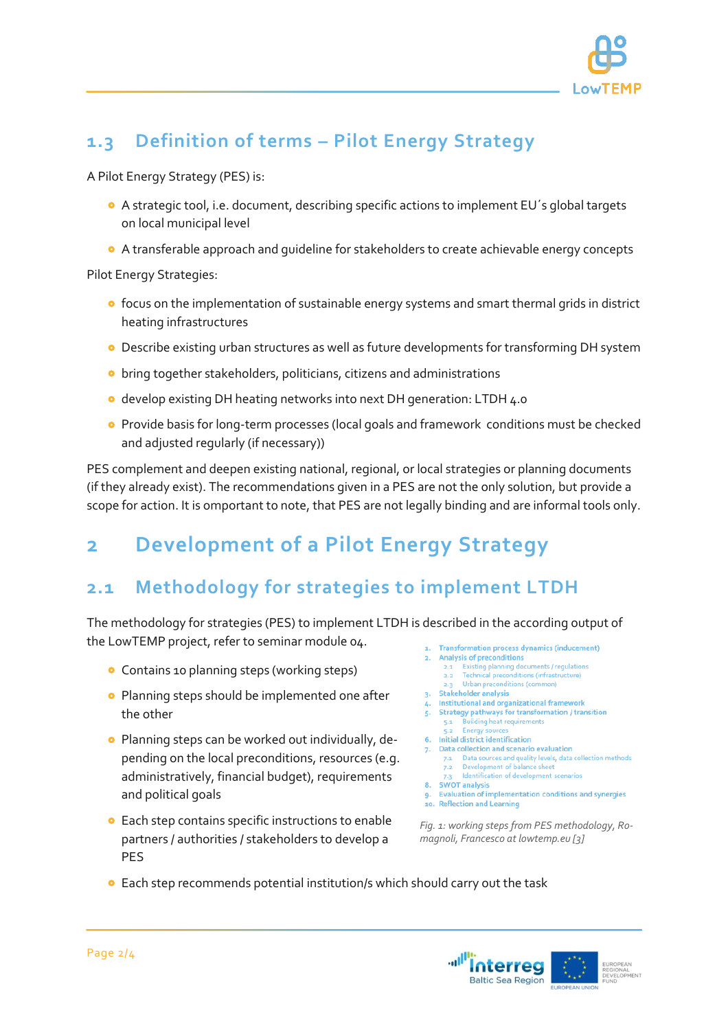## 1.3 Definition of terms – Pilot Energy Strategy

A Pilot Energy Strategy (PES) is:

- A strategic tool, i.e. document, describing specific actions to implement EU´s global targets on local municipal level
- A transferable approach and guideline for stakeholders to create achievable energy concepts

Pilot Energy Strategies:

- focus on the implementation of sustainable energy systems and smart thermal grids in district heating infrastructures
- Describe existing urban structures as well as future developments for transforming DH system
- bring together stakeholders, politicians, citizens and administrations
- develop existing DH heating networks into next DH generation: LTDH 4.0
- Provide basis for long-term processes (local goals and framework conditions must be checked and adjusted regularly (if necessary))

PES complement and deepen existing national, regional, or local strategies or planning documents (if they already exist). The recommendations given in a PES are not the only solution, but provide a scope for action. It is omportant to note, that PES are not legally binding and are informal tools only.

# 2 Development of a Pilot Energy Strategy

## 2.1 Methodology for strategies to implement LTDH

The methodology for strategies (PES) to implement LTDH is described in the according output of the LowTEMP project, refer to seminar module 04.

- Contains 10 planning steps (working steps)
- Planning steps should be implemented one after the other
- Planning steps can be worked out individually, depending on the local preconditions, resources (e.g. administratively, financial budget), requirements and political goals
- Each step contains specific instructions to enable partners / authorities / stakeholders to develop a PES
- Each step recommends potential institution/s which should carry out the task

1. Transformation process dynamics (inducement)
2. Analysis of preconditions
   2.1 Existing planning documents / regulations
   2.2 Technical preconditions (infrastructure)
   2.3 Urban preconditions (common)
3. Stakeholder analysis
4. Institutional and organizational framework
5. Strategy pathways for transformation / transition
   5.1 Building heat requirements
   5.2 Energy sources
6. Initial district identification
7. Data collection and scenario evaluation
   7.1 Data sources and quality levels, data collection methods
   7.2 Development of balance sheet
   7.3 Identification of development scenarios
8. SWOT analysis
9. Evaluation of implementation conditions and synergies
10. Reflection and Learning

*Fig. 1: working steps from PES methodology, Romagnoli, Francesco at lowtemp.eu [3]*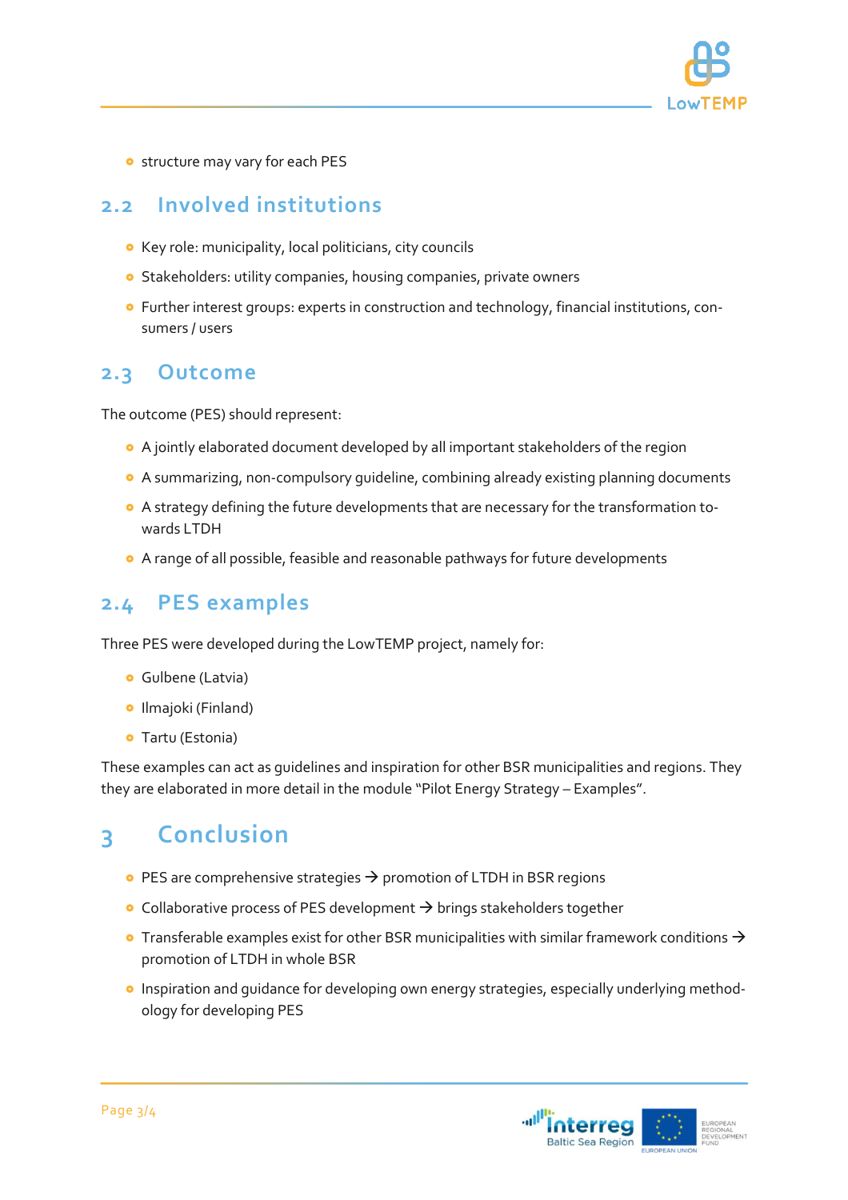- structure may vary for each PES

## 2.2 Involved institutions

- Key role: municipality, local politicians, city councils
- Stakeholders: utility companies, housing companies, private owners
- Further interest groups: experts in construction and technology, financial institutions, consumers / users

## 2.3 Outcome

The outcome (PES) should represent:

- A jointly elaborated document developed by all important stakeholders of the region
- A summarizing, non-compulsory guideline, combining already existing planning documents
- A strategy defining the future developments that are necessary for the transformation towards LTDH
- A range of all possible, feasible and reasonable pathways for future developments

## 2.4 PES examples

Three PES were developed during the LowTEMP project, namely for:

- Gulbene (Latvia)
- Ilmajoki (Finland)
- Tartu (Estonia)

These examples can act as guidelines and inspiration for other BSR municipalities and regions. They they are elaborated in more detail in the module "Pilot Energy Strategy – Examples".

# 3 Conclusion

- PES are comprehensive strategies → promotion of LTDH in BSR regions
- Collaborative process of PES development → brings stakeholders together
- Transferable examples exist for other BSR municipalities with similar framework conditions → promotion of LTDH in whole BSR
- Inspiration and guidance for developing own energy strategies, especially underlying methodology for developing PES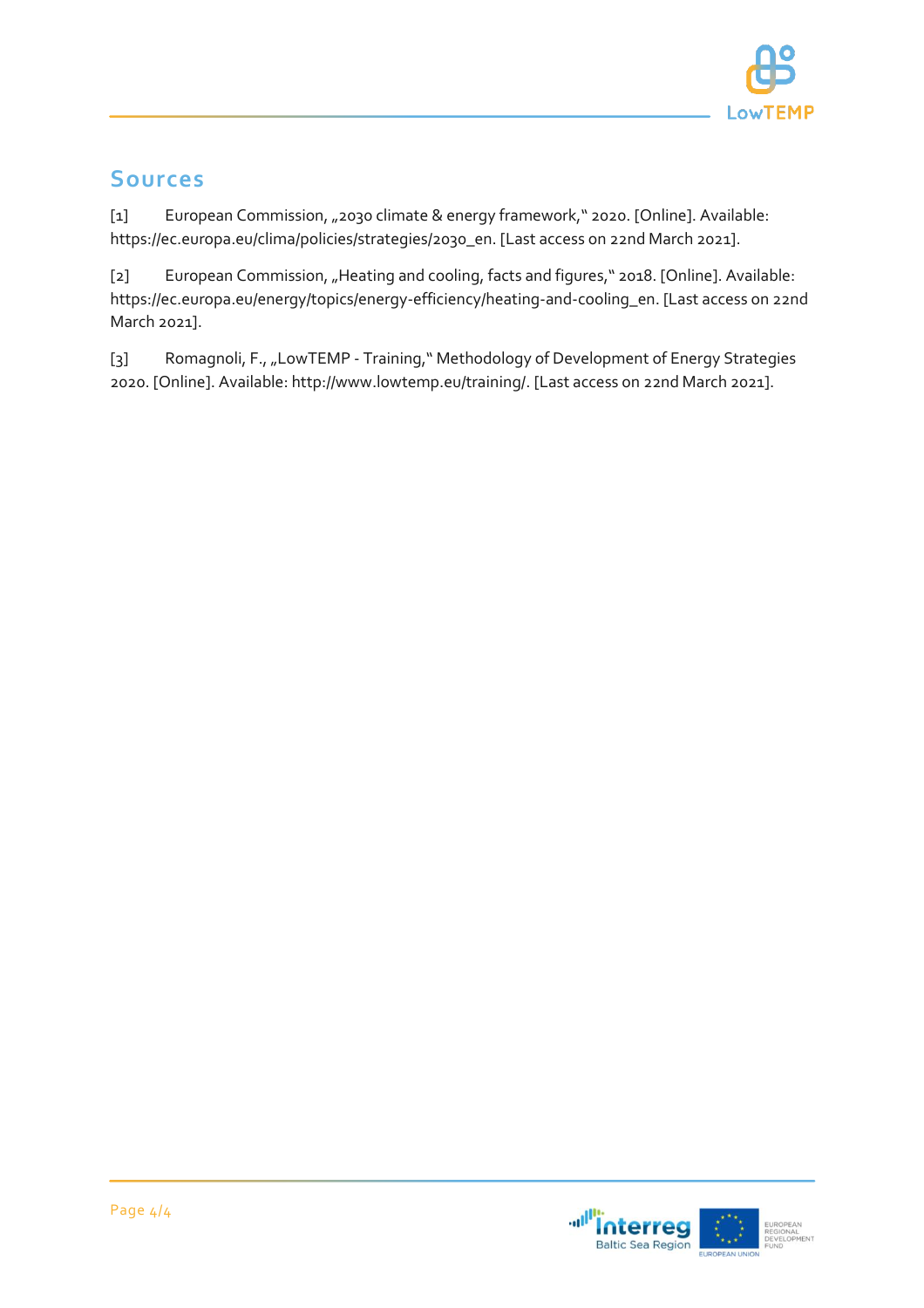## Sources

[1] European Commission, „2030 climate & energy framework," 2020. [Online]. Available: https://ec.europa.eu/clima/policies/strategies/2030_en. [Last access on 22nd March 2021].

[2] European Commission, „Heating and cooling, facts and figures," 2018. [Online]. Available: https://ec.europa.eu/energy/topics/energy-efficiency/heating-and-cooling_en. [Last access on 22nd March 2021].

[3] Romagnoli, F., „LowTEMP - Training," Methodology of Development of Energy Strategies 2020. [Online]. Available: http://www.lowtemp.eu/training/. [Last access on 22nd March 2021].